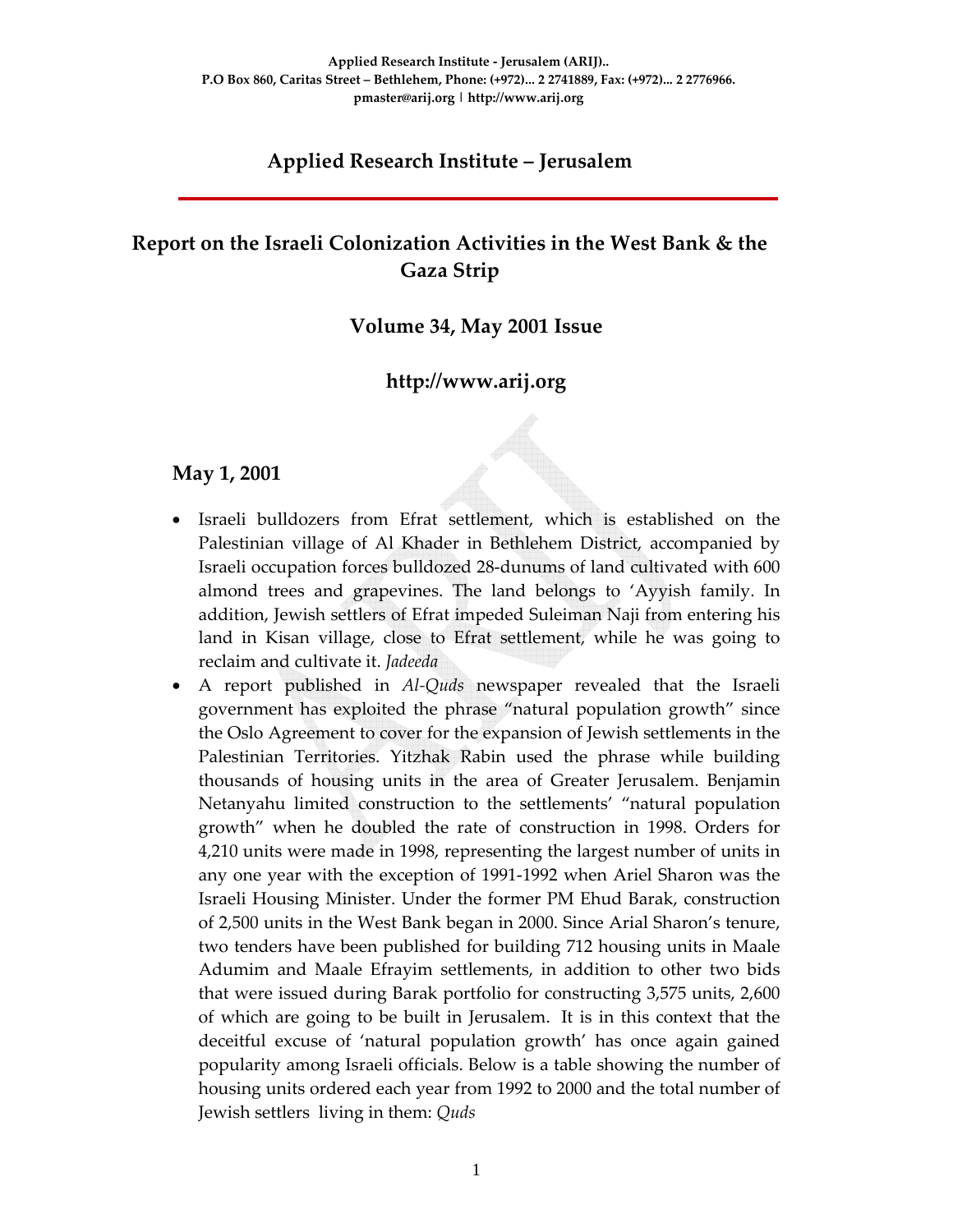Applied Research Institute - Jerusalem (ARIJ)..
P.O Box 860, Caritas Street – Bethlehem, Phone: (+972)... 2 2741889, Fax: (+972)... 2 2776966.
pmaster@arij.org | http://www.arij.org

# Applied Research Institute – Jerusalem

## Report on the Israeli Colonization Activities in the West Bank & the Gaza Strip

### Volume 34, May 2001 Issue

### http://www.arij.org

## May 1, 2001

- Israeli bulldozers from Efrat settlement, which is established on the Palestinian village of Al Khader in Bethlehem District, accompanied by Israeli occupation forces bulldozed 28-dunums of land cultivated with 600 almond trees and grapevines. The land belongs to 'Ayyish family. In addition, Jewish settlers of Efrat impeded Suleiman Naji from entering his land in Kisan village, close to Efrat settlement, while he was going to reclaim and cultivate it. *Jadeeda*
- A report published in *Al-Quds* newspaper revealed that the Israeli government has exploited the phrase "natural population growth" since the Oslo Agreement to cover for the expansion of Jewish settlements in the Palestinian Territories. Yitzhak Rabin used the phrase while building thousands of housing units in the area of Greater Jerusalem. Benjamin Netanyahu limited construction to the settlements' "natural population growth" when he doubled the rate of construction in 1998. Orders for 4,210 units were made in 1998, representing the largest number of units in any one year with the exception of 1991-1992 when Ariel Sharon was the Israeli Housing Minister. Under the former PM Ehud Barak, construction of 2,500 units in the West Bank began in 2000. Since Arial Sharon's tenure, two tenders have been published for building 712 housing units in Maale Adumim and Maale Efrayim settlements, in addition to other two bids that were issued during Barak portfolio for constructing 3,575 units, 2,600 of which are going to be built in Jerusalem. It is in this context that the deceitful excuse of 'natural population growth' has once again gained popularity among Israeli officials. Below is a table showing the number of housing units ordered each year from 1992 to 2000 and the total number of Jewish settlers living in them: *Quds*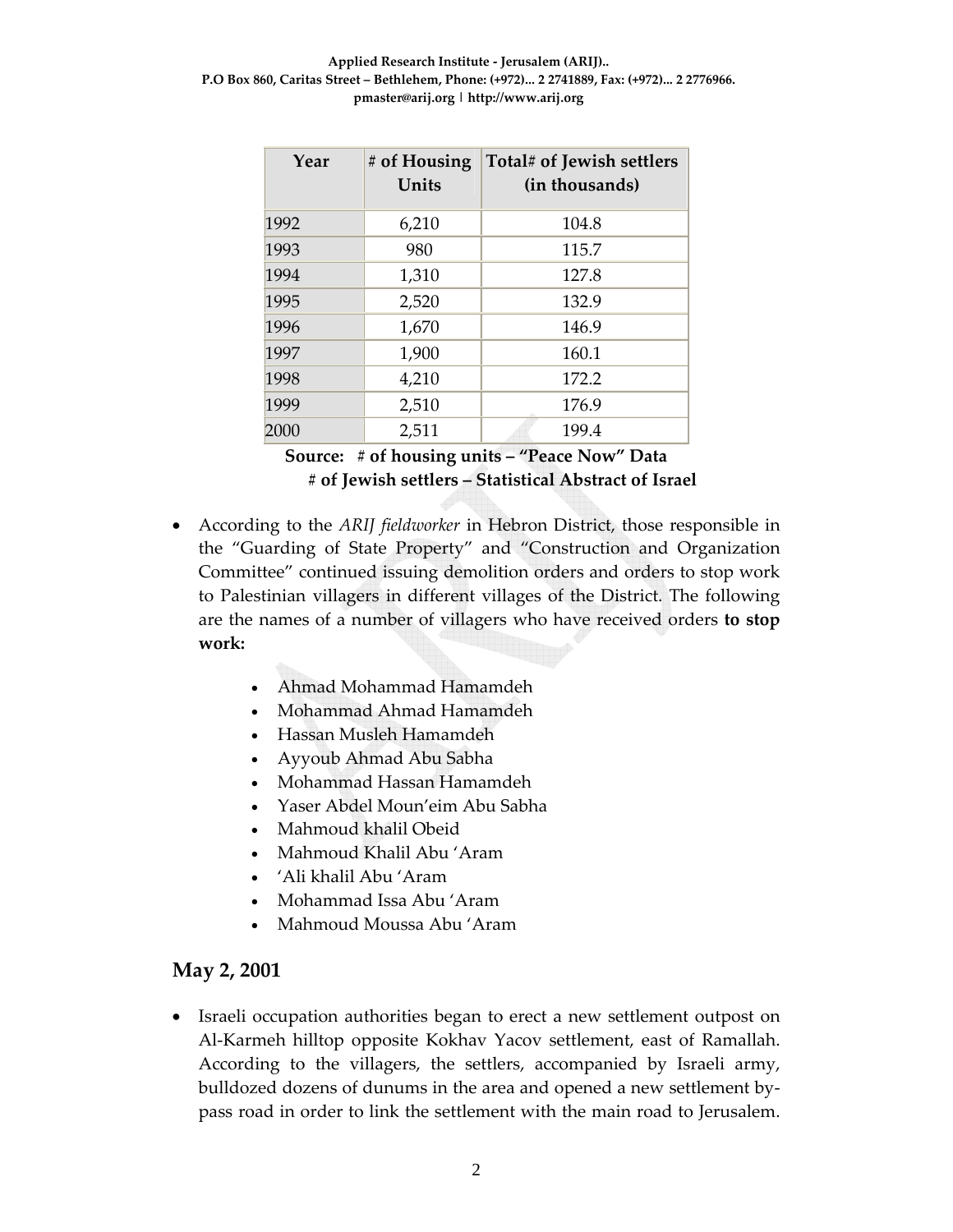| Year | # of Housing Units | Total# of Jewish settlers (in thousands) |
|---|---|---|
| 1992 | 6,210 | 104.8 |
| 1993 | 980 | 115.7 |
| 1994 | 1,310 | 127.8 |
| 1995 | 2,520 | 132.9 |
| 1996 | 1,670 | 146.9 |
| 1997 | 1,900 | 160.1 |
| 1998 | 4,210 | 172.2 |
| 1999 | 2,510 | 176.9 |
| 2000 | 2,511 | 199.4 |

**Source: # of housing units – "Peace Now" Data**
**# of Jewish settlers – Statistical Abstract of Israel**

- According to the *ARIJ fieldworker* in Hebron District, those responsible in the "Guarding of State Property" and "Construction and Organization Committee" continued issuing demolition orders and orders to stop work to Palestinian villagers in different villages of the District. The following are the names of a number of villagers who have received orders **to stop work:**

    - Ahmad Mohammad Hamamdeh
    - Mohammad Ahmad Hamamdeh
    - Hassan Musleh Hamamdeh
    - Ayyoub Ahmad Abu Sabha
    - Mohammad Hassan Hamamdeh
    - Yaser Abdel Moun'eim Abu Sabha
    - Mahmoud khalil Obeid
    - Mahmoud Khalil Abu 'Aram
    - 'Ali khalil Abu 'Aram
    - Mohammad Issa Abu 'Aram
    - Mahmoud Moussa Abu 'Aram

## May 2, 2001

- Israeli occupation authorities began to erect a new settlement outpost on Al-Karmeh hilltop opposite Kokhav Yacov settlement, east of Ramallah. According to the villagers, the settlers, accompanied by Israeli army, bulldozed dozens of dunums in the area and opened a new settlement by-pass road in order to link the settlement with the main road to Jerusalem.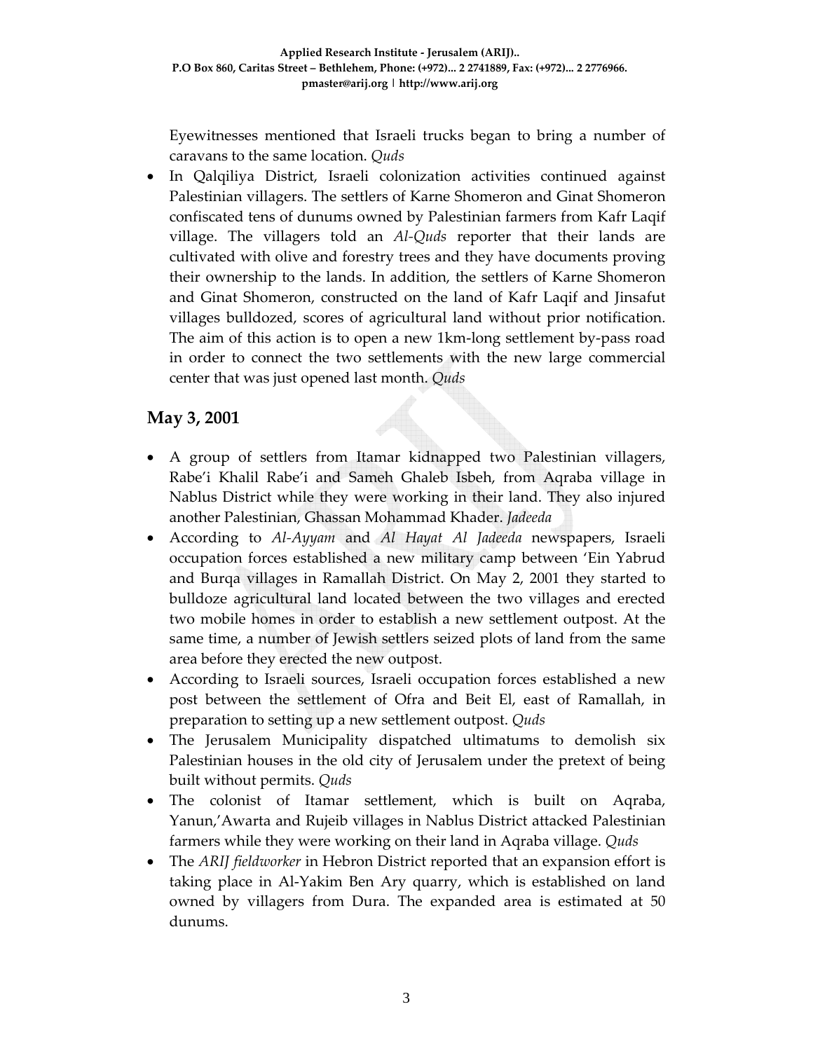Eyewitnesses mentioned that Israeli trucks began to bring a number of caravans to the same location. *Quds*

- In Qalqiliya District, Israeli colonization activities continued against Palestinian villagers. The settlers of Karne Shomeron and Ginat Shomeron confiscated tens of dunums owned by Palestinian farmers from Kafr Laqif village. The villagers told an *Al-Quds* reporter that their lands are cultivated with olive and forestry trees and they have documents proving their ownership to the lands. In addition, the settlers of Karne Shomeron and Ginat Shomeron, constructed on the land of Kafr Laqif and Jinsafut villages bulldozed, scores of agricultural land without prior notification. The aim of this action is to open a new 1km-long settlement by-pass road in order to connect the two settlements with the new large commercial center that was just opened last month. *Quds*

## May 3, 2001

- A group of settlers from Itamar kidnapped two Palestinian villagers, Rabe'i Khalil Rabe'i and Sameh Ghaleb Isbeh, from Aqraba village in Nablus District while they were working in their land. They also injured another Palestinian, Ghassan Mohammad Khader. *Jadeeda*
- According to *Al-Ayyam* and *Al Hayat Al Jadeeda* newspapers, Israeli occupation forces established a new military camp between 'Ein Yabrud and Burqa villages in Ramallah District. On May 2, 2001 they started to bulldoze agricultural land located between the two villages and erected two mobile homes in order to establish a new settlement outpost. At the same time, a number of Jewish settlers seized plots of land from the same area before they erected the new outpost.
- According to Israeli sources, Israeli occupation forces established a new post between the settlement of Ofra and Beit El, east of Ramallah, in preparation to setting up a new settlement outpost. *Quds*
- The Jerusalem Municipality dispatched ultimatums to demolish six Palestinian houses in the old city of Jerusalem under the pretext of being built without permits. *Quds*
- The colonist of Itamar settlement, which is built on Aqraba, Yanun,'Awarta and Rujeib villages in Nablus District attacked Palestinian farmers while they were working on their land in Aqraba village. *Quds*
- The *ARIJ fieldworker* in Hebron District reported that an expansion effort is taking place in Al-Yakim Ben Ary quarry, which is established on land owned by villagers from Dura. The expanded area is estimated at 50 dunums.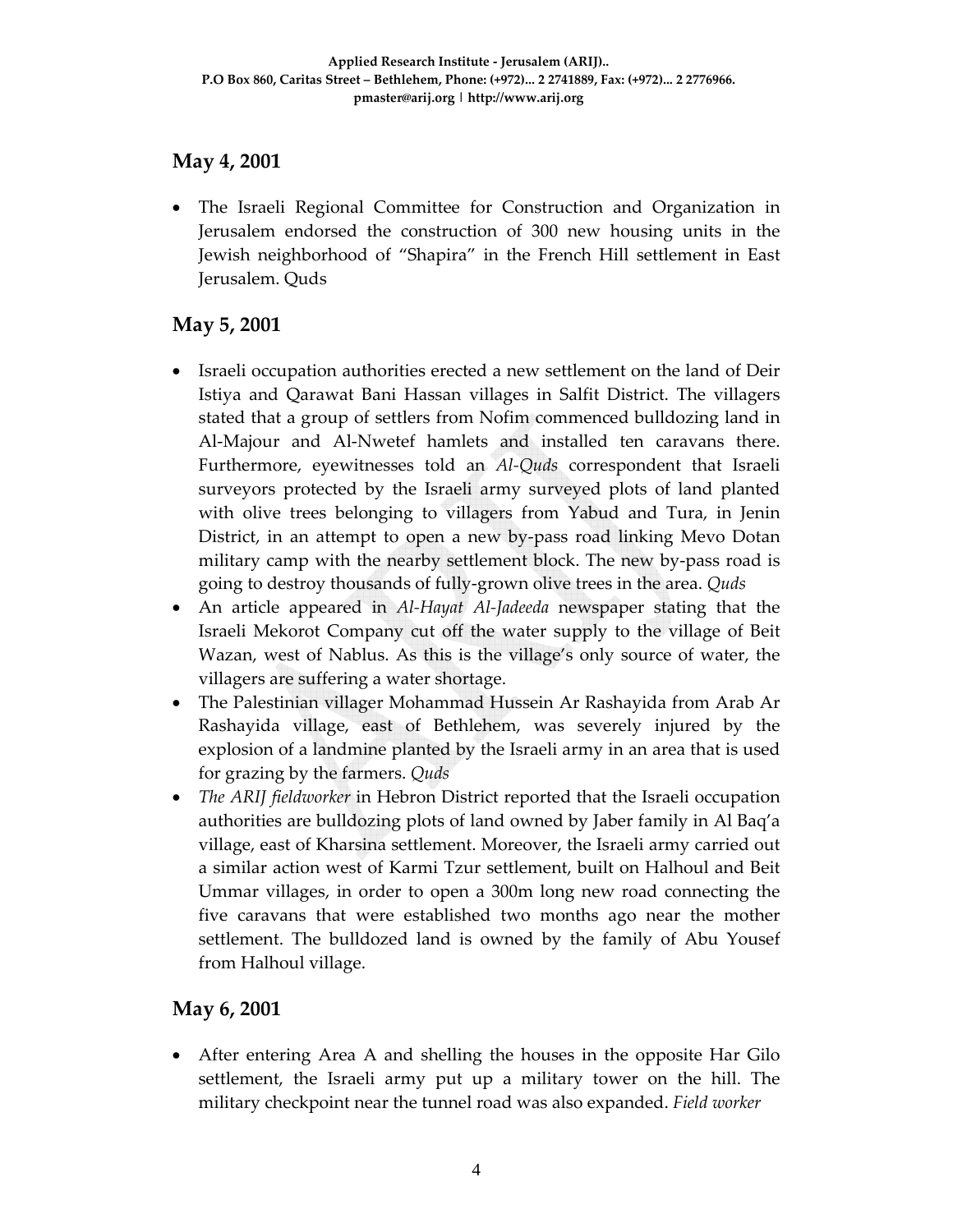## May 4, 2001

- The Israeli Regional Committee for Construction and Organization in Jerusalem endorsed the construction of 300 new housing units in the Jewish neighborhood of "Shapira" in the French Hill settlement in East Jerusalem. Quds

## May 5, 2001

- Israeli occupation authorities erected a new settlement on the land of Deir Istiya and Qarawat Bani Hassan villages in Salfit District. The villagers stated that a group of settlers from Nofim commenced bulldozing land in Al-Majour and Al-Nwetef hamlets and installed ten caravans there. Furthermore, eyewitnesses told an *Al-Quds* correspondent that Israeli surveyors protected by the Israeli army surveyed plots of land planted with olive trees belonging to villagers from Yabud and Tura, in Jenin District, in an attempt to open a new by-pass road linking Mevo Dotan military camp with the nearby settlement block. The new by-pass road is going to destroy thousands of fully-grown olive trees in the area. *Quds*
- An article appeared in *Al-Hayat Al-Jadeeda* newspaper stating that the Israeli Mekorot Company cut off the water supply to the village of Beit Wazan, west of Nablus. As this is the village's only source of water, the villagers are suffering a water shortage.
- The Palestinian villager Mohammad Hussein Ar Rashayida from Arab Ar Rashayida village, east of Bethlehem, was severely injured by the explosion of a landmine planted by the Israeli army in an area that is used for grazing by the farmers. *Quds*
- *The ARIJ fieldworker* in Hebron District reported that the Israeli occupation authorities are bulldozing plots of land owned by Jaber family in Al Baq'a village, east of Kharsina settlement. Moreover, the Israeli army carried out a similar action west of Karmi Tzur settlement, built on Halhoul and Beit Ummar villages, in order to open a 300m long new road connecting the five caravans that were established two months ago near the mother settlement. The bulldozed land is owned by the family of Abu Yousef from Halhoul village.

## May 6, 2001

- After entering Area A and shelling the houses in the opposite Har Gilo settlement, the Israeli army put up a military tower on the hill. The military checkpoint near the tunnel road was also expanded. *Field worker*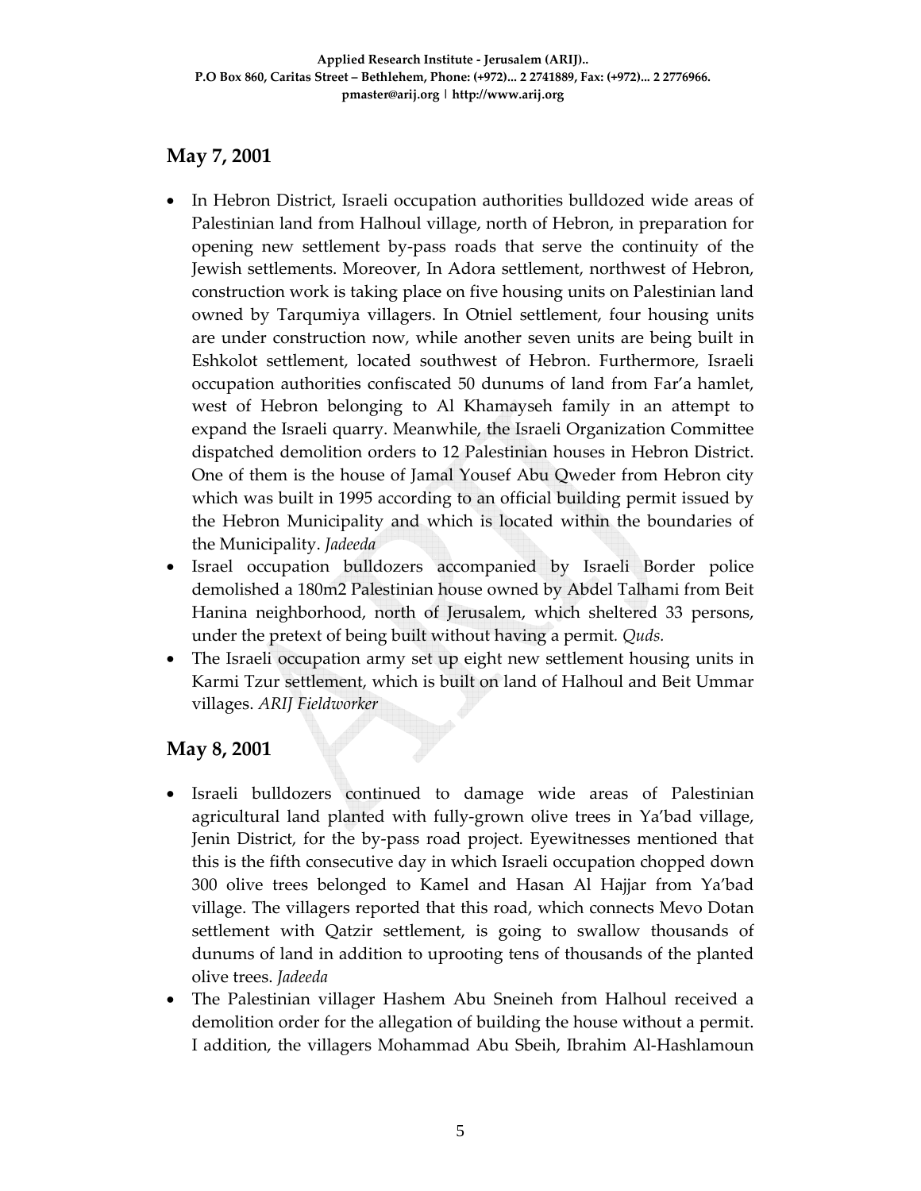## May 7, 2001

- In Hebron District, Israeli occupation authorities bulldozed wide areas of Palestinian land from Halhoul village, north of Hebron, in preparation for opening new settlement by-pass roads that serve the continuity of the Jewish settlements. Moreover, In Adora settlement, northwest of Hebron, construction work is taking place on five housing units on Palestinian land owned by Tarqumiya villagers. In Otniel settlement, four housing units are under construction now, while another seven units are being built in Eshkolot settlement, located southwest of Hebron. Furthermore, Israeli occupation authorities confiscated 50 dunums of land from Far'a hamlet, west of Hebron belonging to Al Khamayseh family in an attempt to expand the Israeli quarry. Meanwhile, the Israeli Organization Committee dispatched demolition orders to 12 Palestinian houses in Hebron District. One of them is the house of Jamal Yousef Abu Qweder from Hebron city which was built in 1995 according to an official building permit issued by the Hebron Municipality and which is located within the boundaries of the Municipality. *Jadeeda*
- Israel occupation bulldozers accompanied by Israeli Border police demolished a 180m2 Palestinian house owned by Abdel Talhami from Beit Hanina neighborhood, north of Jerusalem, which sheltered 33 persons, under the pretext of being built without having a permit. *Quds.*
- The Israeli occupation army set up eight new settlement housing units in Karmi Tzur settlement, which is built on land of Halhoul and Beit Ummar villages. *ARIJ Fieldworker*

## May 8, 2001

- Israeli bulldozers continued to damage wide areas of Palestinian agricultural land planted with fully-grown olive trees in Ya'bad village, Jenin District, for the by-pass road project. Eyewitnesses mentioned that this is the fifth consecutive day in which Israeli occupation chopped down 300 olive trees belonged to Kamel and Hasan Al Hajjar from Ya'bad village. The villagers reported that this road, which connects Mevo Dotan settlement with Qatzir settlement, is going to swallow thousands of dunums of land in addition to uprooting tens of thousands of the planted olive trees. *Jadeeda*
- The Palestinian villager Hashem Abu Sneineh from Halhoul received a demolition order for the allegation of building the house without a permit. I addition, the villagers Mohammad Abu Sbeih, Ibrahim Al-Hashlamoun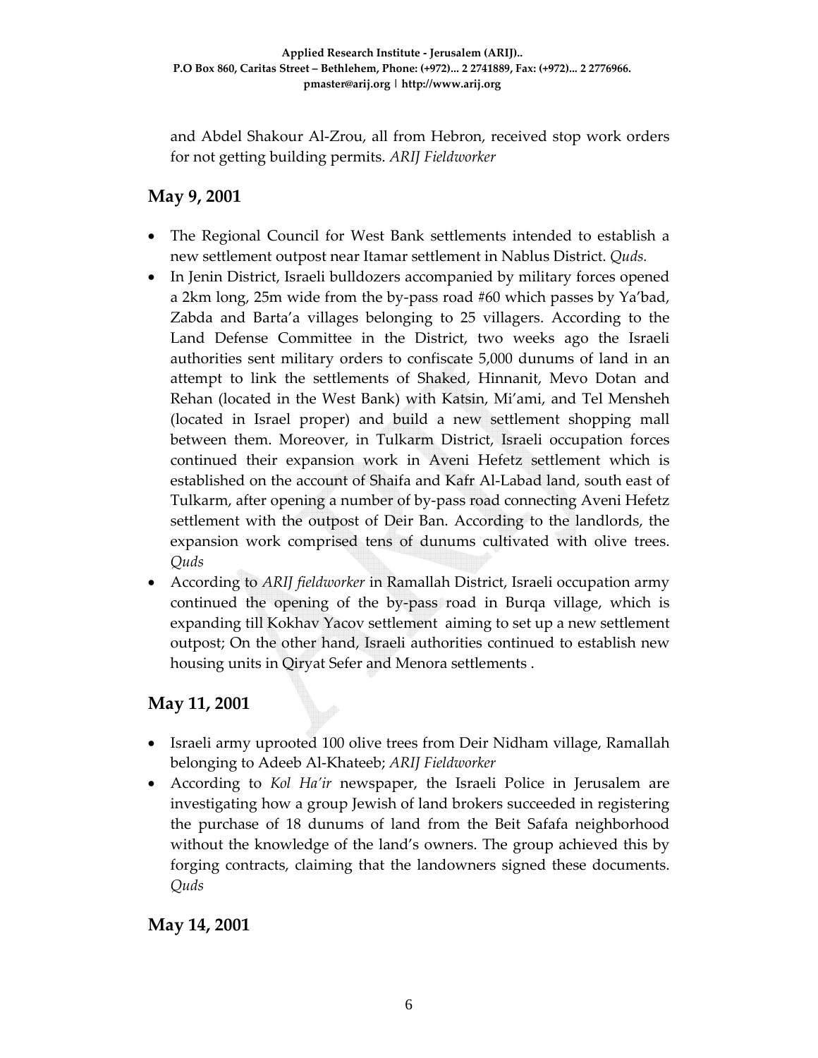and Abdel Shakour Al-Zrou, all from Hebron, received stop work orders for not getting building permits. *ARIJ Fieldworker*

## May 9, 2001

- The Regional Council for West Bank settlements intended to establish a new settlement outpost near Itamar settlement in Nablus District. *Quds.*
- In Jenin District, Israeli bulldozers accompanied by military forces opened a 2km long, 25m wide from the by-pass road #60 which passes by Ya'bad, Zabda and Barta'a villages belonging to 25 villagers. According to the Land Defense Committee in the District, two weeks ago the Israeli authorities sent military orders to confiscate 5,000 dunums of land in an attempt to link the settlements of Shaked, Hinnanit, Mevo Dotan and Rehan (located in the West Bank) with Katsin, Mi'ami, and Tel Mensheh (located in Israel proper) and build a new settlement shopping mall between them. Moreover, in Tulkarm District, Israeli occupation forces continued their expansion work in Aveni Hefetz settlement which is established on the account of Shaifa and Kafr Al-Labad land, south east of Tulkarm, after opening a number of by-pass road connecting Aveni Hefetz settlement with the outpost of Deir Ban. According to the landlords, the expansion work comprised tens of dunums cultivated with olive trees. *Quds*
- According to *ARIJ fieldworker* in Ramallah District, Israeli occupation army continued the opening of the by-pass road in Burqa village, which is expanding till Kokhav Yacov settlement aiming to set up a new settlement outpost; On the other hand, Israeli authorities continued to establish new housing units in Qiryat Sefer and Menora settlements .

## May 11, 2001

- Israeli army uprooted 100 olive trees from Deir Nidham village, Ramallah belonging to Adeeb Al-Khateeb; *ARIJ Fieldworker*
- According to *Kol Ha'ir* newspaper, the Israeli Police in Jerusalem are investigating how a group Jewish of land brokers succeeded in registering the purchase of 18 dunums of land from the Beit Safafa neighborhood without the knowledge of the land's owners. The group achieved this by forging contracts, claiming that the landowners signed these documents. *Quds*

## May 14, 2001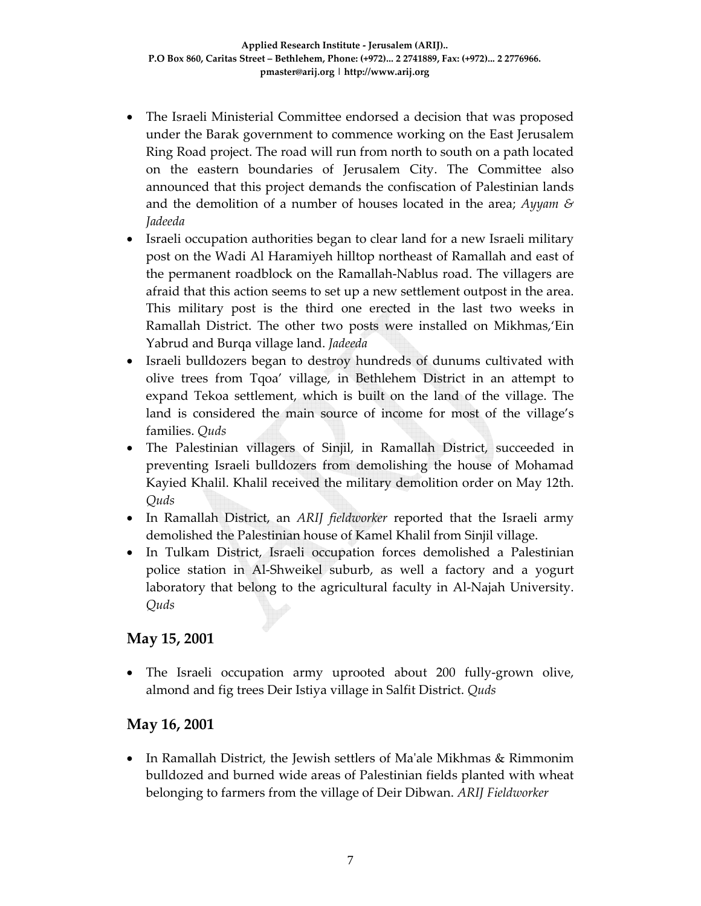- The Israeli Ministerial Committee endorsed a decision that was proposed under the Barak government to commence working on the East Jerusalem Ring Road project. The road will run from north to south on a path located on the eastern boundaries of Jerusalem City. The Committee also announced that this project demands the confiscation of Palestinian lands and the demolition of a number of houses located in the area; *Ayyam & Jadeeda*
- Israeli occupation authorities began to clear land for a new Israeli military post on the Wadi Al Haramiyeh hilltop northeast of Ramallah and east of the permanent roadblock on the Ramallah-Nablus road. The villagers are afraid that this action seems to set up a new settlement outpost in the area. This military post is the third one erected in the last two weeks in Ramallah District. The other two posts were installed on Mikhmas,'Ein Yabrud and Burqa village land. *Jadeeda*
- Israeli bulldozers began to destroy hundreds of dunums cultivated with olive trees from Tqoa' village, in Bethlehem District in an attempt to expand Tekoa settlement, which is built on the land of the village. The land is considered the main source of income for most of the village's families. *Quds*
- The Palestinian villagers of Sinjil, in Ramallah District, succeeded in preventing Israeli bulldozers from demolishing the house of Mohamad Kayied Khalil. Khalil received the military demolition order on May 12th. *Quds*
- In Ramallah District, an *ARIJ fieldworker* reported that the Israeli army demolished the Palestinian house of Kamel Khalil from Sinjil village.
- In Tulkam District, Israeli occupation forces demolished a Palestinian police station in Al-Shweikel suburb, as well a factory and a yogurt laboratory that belong to the agricultural faculty in Al-Najah University. *Quds*

## May 15, 2001

- The Israeli occupation army uprooted about 200 fully-grown olive, almond and fig trees Deir Istiya village in Salfit District. *Quds*

## May 16, 2001

- In Ramallah District, the Jewish settlers of Ma'ale Mikhmas & Rimmonim bulldozed and burned wide areas of Palestinian fields planted with wheat belonging to farmers from the village of Deir Dibwan. *ARIJ Fieldworker*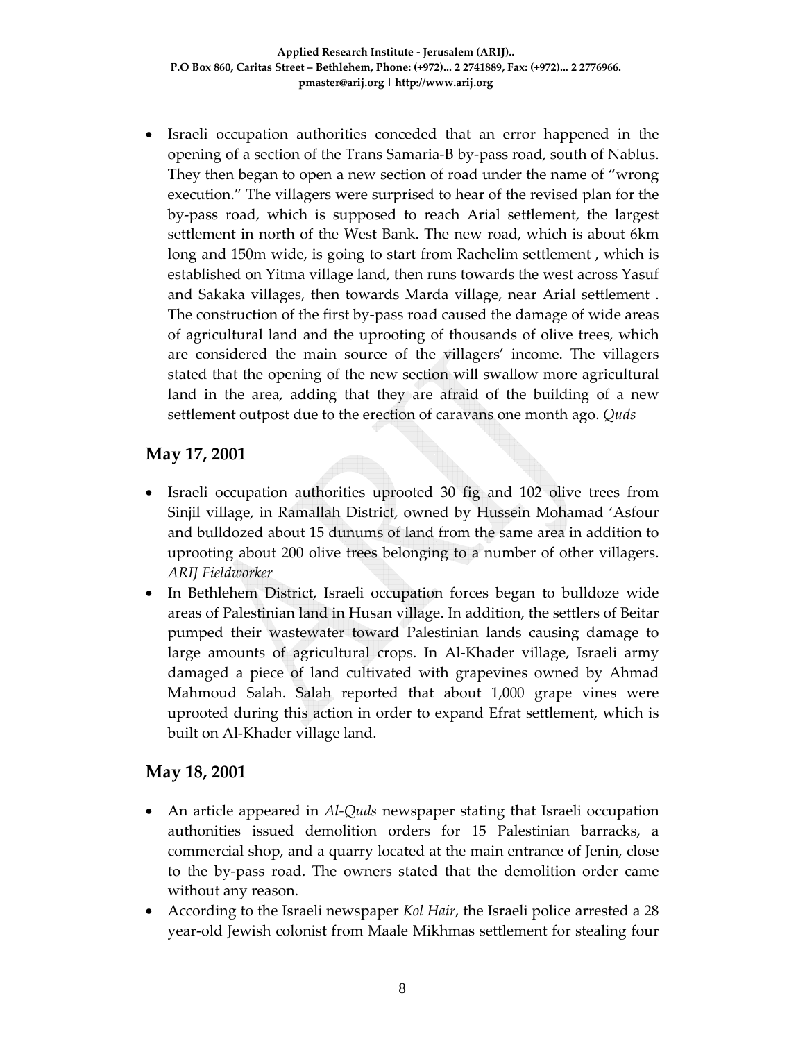- Israeli occupation authorities conceded that an error happened in the opening of a section of the Trans Samaria-B by-pass road, south of Nablus. They then began to open a new section of road under the name of "wrong execution." The villagers were surprised to hear of the revised plan for the by-pass road, which is supposed to reach Arial settlement, the largest settlement in north of the West Bank. The new road, which is about 6km long and 150m wide, is going to start from Rachelim settlement , which is established on Yitma village land, then runs towards the west across Yasuf and Sakaka villages, then towards Marda village, near Arial settlement . The construction of the first by-pass road caused the damage of wide areas of agricultural land and the uprooting of thousands of olive trees, which are considered the main source of the villagers' income. The villagers stated that the opening of the new section will swallow more agricultural land in the area, adding that they are afraid of the building of a new settlement outpost due to the erection of caravans one month ago. *Quds*

## May 17, 2001

- Israeli occupation authorities uprooted 30 fig and 102 olive trees from Sinjil village, in Ramallah District, owned by Hussein Mohamad 'Asfour and bulldozed about 15 dunums of land from the same area in addition to uprooting about 200 olive trees belonging to a number of other villagers. *ARIJ Fieldworker*
- In Bethlehem District, Israeli occupation forces began to bulldoze wide areas of Palestinian land in Husan village. In addition, the settlers of Beitar pumped their wastewater toward Palestinian lands causing damage to large amounts of agricultural crops. In Al-Khader village, Israeli army damaged a piece of land cultivated with grapevines owned by Ahmad Mahmoud Salah. Salah reported that about 1,000 grape vines were uprooted during this action in order to expand Efrat settlement, which is built on Al-Khader village land.

## May 18, 2001

- An article appeared in *Al-Quds* newspaper stating that Israeli occupation authonities issued demolition orders for 15 Palestinian barracks, a commercial shop, and a quarry located at the main entrance of Jenin, close to the by-pass road. The owners stated that the demolition order came without any reason.
- According to the Israeli newspaper *Kol Hair*, the Israeli police arrested a 28 year-old Jewish colonist from Maale Mikhmas settlement for stealing four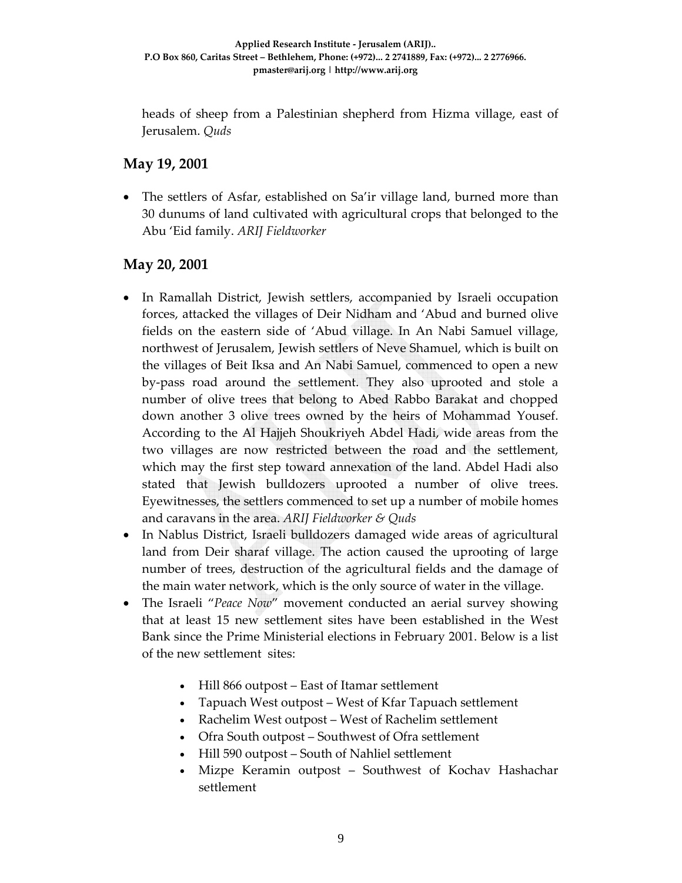heads of sheep from a Palestinian shepherd from Hizma village, east of Jerusalem. *Quds*

## May 19, 2001

- The settlers of Asfar, established on Sa'ir village land, burned more than 30 dunums of land cultivated with agricultural crops that belonged to the Abu 'Eid family. *ARIJ Fieldworker*

## May 20, 2001

- In Ramallah District, Jewish settlers, accompanied by Israeli occupation forces, attacked the villages of Deir Nidham and 'Abud and burned olive fields on the eastern side of 'Abud village. In An Nabi Samuel village, northwest of Jerusalem, Jewish settlers of Neve Shamuel, which is built on the villages of Beit Iksa and An Nabi Samuel, commenced to open a new by-pass road around the settlement. They also uprooted and stole a number of olive trees that belong to Abed Rabbo Barakat and chopped down another 3 olive trees owned by the heirs of Mohammad Yousef. According to the Al Hajjeh Shoukriyeh Abdel Hadi, wide areas from the two villages are now restricted between the road and the settlement, which may the first step toward annexation of the land. Abdel Hadi also stated that Jewish bulldozers uprooted a number of olive trees. Eyewitnesses, the settlers commenced to set up a number of mobile homes and caravans in the area. *ARIJ Fieldworker & Quds*
- In Nablus District, Israeli bulldozers damaged wide areas of agricultural land from Deir sharaf village. The action caused the uprooting of large number of trees, destruction of the agricultural fields and the damage of the main water network, which is the only source of water in the village.
- The Israeli "*Peace Now*" movement conducted an aerial survey showing that at least 15 new settlement sites have been established in the West Bank since the Prime Ministerial elections in February 2001. Below is a list of the new settlement sites:
    - Hill 866 outpost – East of Itamar settlement
    - Tapuach West outpost – West of Kfar Tapuach settlement
    - Rachelim West outpost – West of Rachelim settlement
    - Ofra South outpost – Southwest of Ofra settlement
    - Hill 590 outpost – South of Nahliel settlement
    - Mizpe Keramin outpost – Southwest of Kochav Hashachar settlement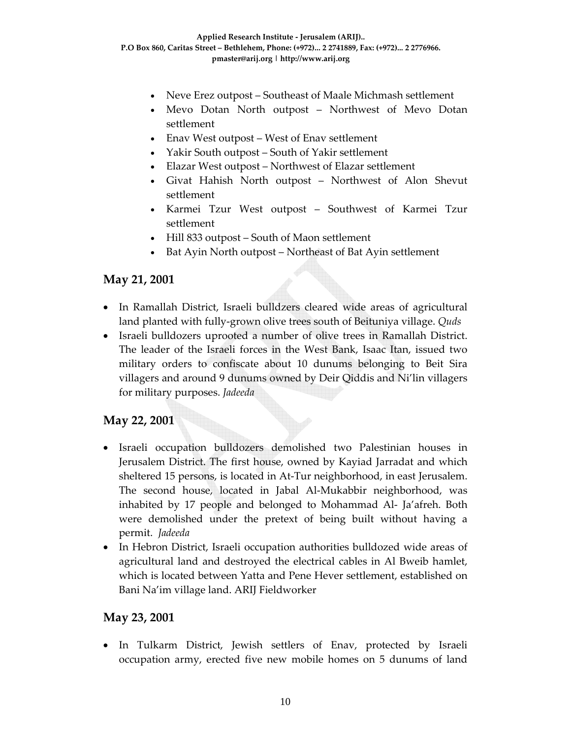- Neve Erez outpost – Southeast of Maale Michmash settlement
- Mevo Dotan North outpost – Northwest of Mevo Dotan settlement
- Enav West outpost – West of Enav settlement
- Yakir South outpost – South of Yakir settlement
- Elazar West outpost – Northwest of Elazar settlement
- Givat Hahish North outpost – Northwest of Alon Shevut settlement
- Karmei Tzur West outpost – Southwest of Karmei Tzur settlement
- Hill 833 outpost – South of Maon settlement
- Bat Ayin North outpost – Northeast of Bat Ayin settlement

## May 21, 2001

- In Ramallah District, Israeli bulldzers cleared wide areas of agricultural land planted with fully-grown olive trees south of Beituniya village. *Quds*
- Israeli bulldozers uprooted a number of olive trees in Ramallah District. The leader of the Israeli forces in the West Bank, Isaac Itan, issued two military orders to confiscate about 10 dunums belonging to Beit Sira villagers and around 9 dunums owned by Deir Qiddis and Ni'lin villagers for military purposes. *Jadeeda*

## May 22, 2001

- Israeli occupation bulldozers demolished two Palestinian houses in Jerusalem District. The first house, owned by Kayiad Jarradat and which sheltered 15 persons, is located in At-Tur neighborhood, in east Jerusalem. The second house, located in Jabal Al-Mukabbir neighborhood, was inhabited by 17 people and belonged to Mohammad Al- Ja'afreh. Both were demolished under the pretext of being built without having a permit. *Jadeeda*
- In Hebron District, Israeli occupation authorities bulldozed wide areas of agricultural land and destroyed the electrical cables in Al Bweib hamlet, which is located between Yatta and Pene Hever settlement, established on Bani Na'im village land. ARIJ Fieldworker

## May 23, 2001

- In Tulkarm District, Jewish settlers of Enav, protected by Israeli occupation army, erected five new mobile homes on 5 dunums of land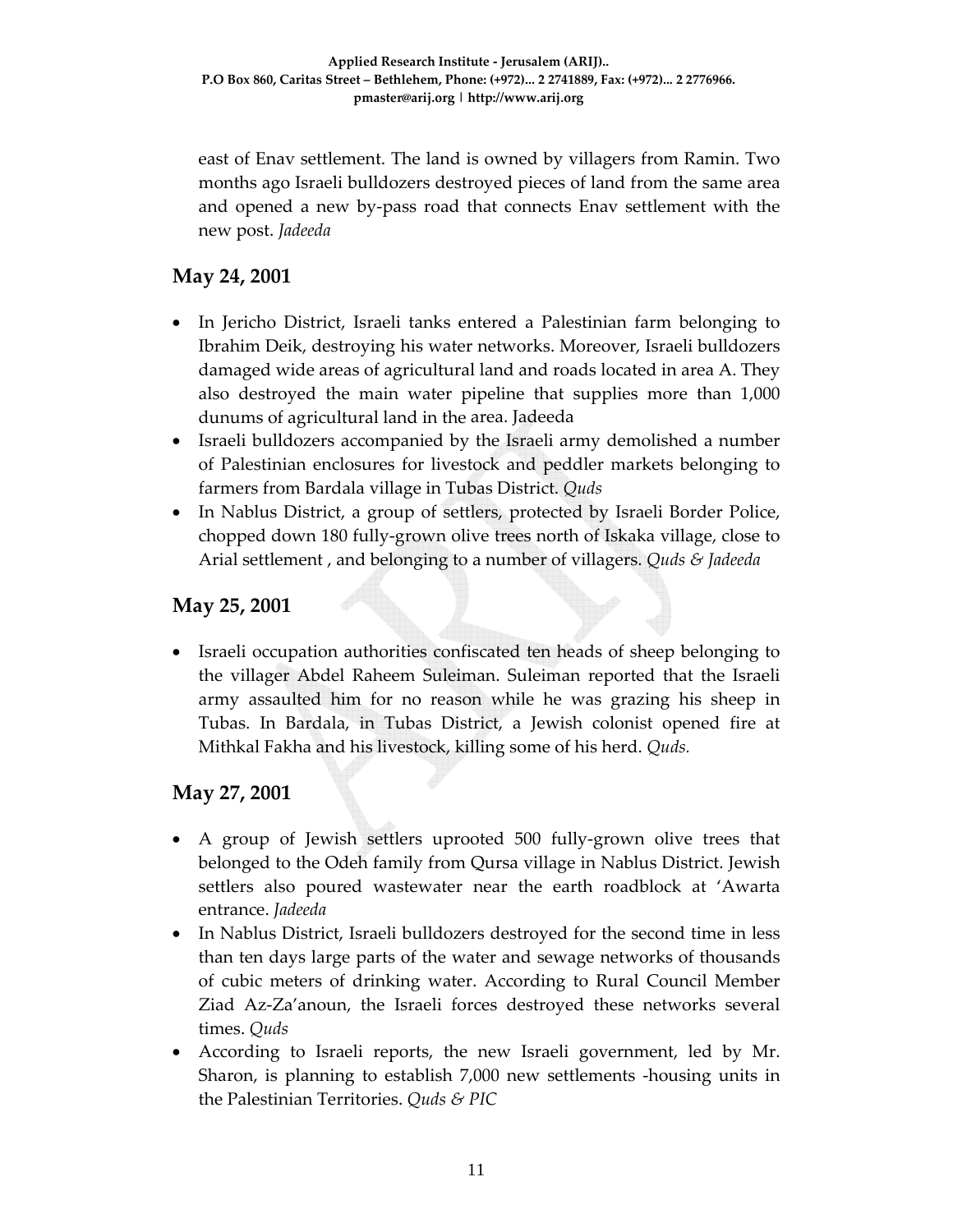east of Enav settlement. The land is owned by villagers from Ramin. Two months ago Israeli bulldozers destroyed pieces of land from the same area and opened a new by-pass road that connects Enav settlement with the new post. *Jadeeda*

## May 24, 2001

- In Jericho District, Israeli tanks entered a Palestinian farm belonging to Ibrahim Deik, destroying his water networks. Moreover, Israeli bulldozers damaged wide areas of agricultural land and roads located in area A. They also destroyed the main water pipeline that supplies more than 1,000 dunums of agricultural land in the area. Jadeeda
- Israeli bulldozers accompanied by the Israeli army demolished a number of Palestinian enclosures for livestock and peddler markets belonging to farmers from Bardala village in Tubas District. *Quds*
- In Nablus District, a group of settlers, protected by Israeli Border Police, chopped down 180 fully-grown olive trees north of Iskaka village, close to Arial settlement , and belonging to a number of villagers. *Quds & Jadeeda*

## May 25, 2001

- Israeli occupation authorities confiscated ten heads of sheep belonging to the villager Abdel Raheem Suleiman. Suleiman reported that the Israeli army assaulted him for no reason while he was grazing his sheep in Tubas. In Bardala, in Tubas District, a Jewish colonist opened fire at Mithkal Fakha and his livestock, killing some of his herd. *Quds.*

## May 27, 2001

- A group of Jewish settlers uprooted 500 fully-grown olive trees that belonged to the Odeh family from Qursa village in Nablus District. Jewish settlers also poured wastewater near the earth roadblock at 'Awarta entrance. *Jadeeda*
- In Nablus District, Israeli bulldozers destroyed for the second time in less than ten days large parts of the water and sewage networks of thousands of cubic meters of drinking water. According to Rural Council Member Ziad Az-Za'anoun, the Israeli forces destroyed these networks several times. *Quds*
- According to Israeli reports, the new Israeli government, led by Mr. Sharon, is planning to establish 7,000 new settlements -housing units in the Palestinian Territories. *Quds & PIC*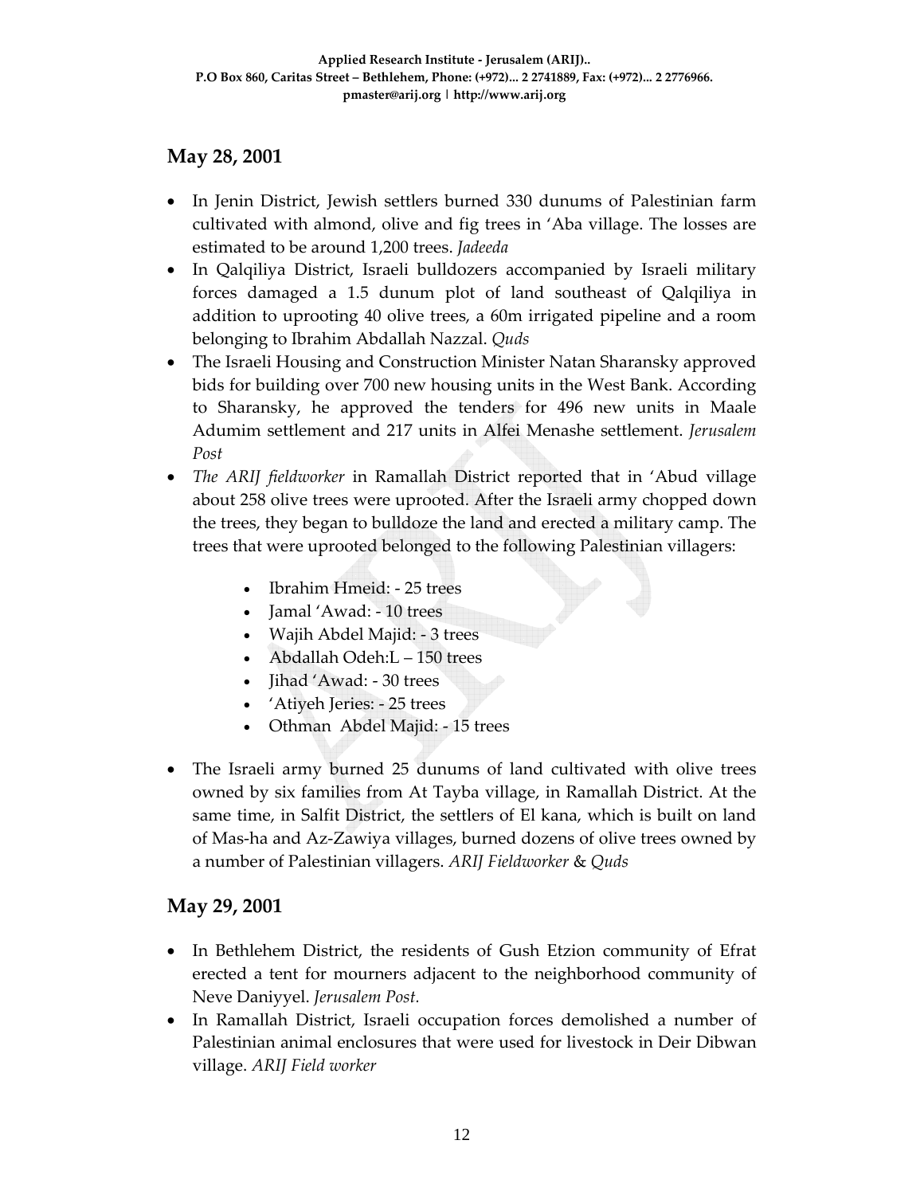## May 28, 2001

- In Jenin District, Jewish settlers burned 330 dunums of Palestinian farm cultivated with almond, olive and fig trees in 'Aba village. The losses are estimated to be around 1,200 trees. *Jadeeda*
- In Qalqiliya District, Israeli bulldozers accompanied by Israeli military forces damaged a 1.5 dunum plot of land southeast of Qalqiliya in addition to uprooting 40 olive trees, a 60m irrigated pipeline and a room belonging to Ibrahim Abdallah Nazzal. *Quds*
- The Israeli Housing and Construction Minister Natan Sharansky approved bids for building over 700 new housing units in the West Bank. According to Sharansky, he approved the tenders for 496 new units in Maale Adumim settlement and 217 units in Alfei Menashe settlement. *Jerusalem Post*
- *The ARIJ fieldworker* in Ramallah District reported that in 'Abud village about 258 olive trees were uprooted. After the Israeli army chopped down the trees, they began to bulldoze the land and erected a military camp. The trees that were uprooted belonged to the following Palestinian villagers:
    - Ibrahim Hmeid: - 25 trees
    - Jamal 'Awad: - 10 trees
    - Wajih Abdel Majid: - 3 trees
    - Abdallah Odeh:L – 150 trees
    - Jihad 'Awad: - 30 trees
    - 'Atiyeh Jeries: - 25 trees
    - Othman Abdel Majid: - 15 trees
- The Israeli army burned 25 dunums of land cultivated with olive trees owned by six families from At Tayba village, in Ramallah District. At the same time, in Salfit District, the settlers of El kana, which is built on land of Mas-ha and Az-Zawiya villages, burned dozens of olive trees owned by a number of Palestinian villagers. *ARIJ Fieldworker* & *Quds*

## May 29, 2001

- In Bethlehem District, the residents of Gush Etzion community of Efrat erected a tent for mourners adjacent to the neighborhood community of Neve Daniyyel. *Jerusalem Post.*
- In Ramallah District, Israeli occupation forces demolished a number of Palestinian animal enclosures that were used for livestock in Deir Dibwan village. *ARIJ Field worker*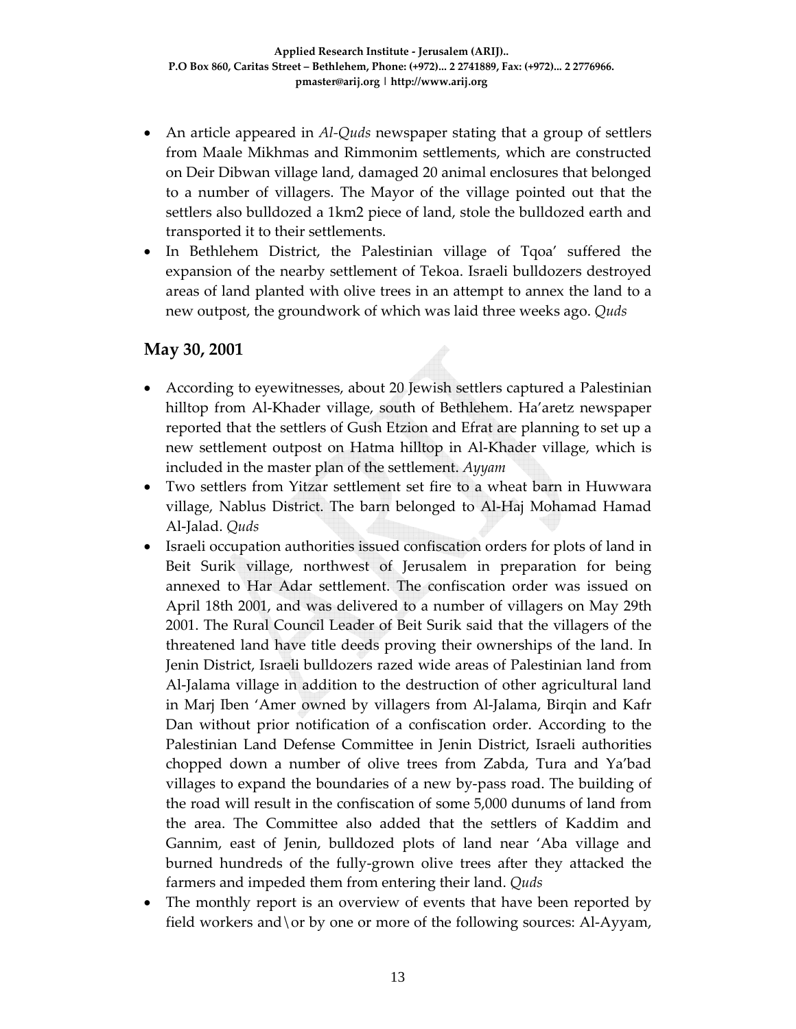- An article appeared in *Al-Quds* newspaper stating that a group of settlers from Maale Mikhmas and Rimmonim settlements, which are constructed on Deir Dibwan village land, damaged 20 animal enclosures that belonged to a number of villagers. The Mayor of the village pointed out that the settlers also bulldozed a 1km2 piece of land, stole the bulldozed earth and transported it to their settlements.
- In Bethlehem District, the Palestinian village of Tqoa' suffered the expansion of the nearby settlement of Tekoa. Israeli bulldozers destroyed areas of land planted with olive trees in an attempt to annex the land to a new outpost, the groundwork of which was laid three weeks ago. *Quds*

## May 30, 2001

- According to eyewitnesses, about 20 Jewish settlers captured a Palestinian hilltop from Al-Khader village, south of Bethlehem. Ha'aretz newspaper reported that the settlers of Gush Etzion and Efrat are planning to set up a new settlement outpost on Hatma hilltop in Al-Khader village, which is included in the master plan of the settlement. *Ayyam*
- Two settlers from Yitzar settlement set fire to a wheat barn in Huwwara village, Nablus District. The barn belonged to Al-Haj Mohamad Hamad Al-Jalad. *Quds*
- Israeli occupation authorities issued confiscation orders for plots of land in Beit Surik village, northwest of Jerusalem in preparation for being annexed to Har Adar settlement. The confiscation order was issued on April 18th 2001, and was delivered to a number of villagers on May 29th 2001. The Rural Council Leader of Beit Surik said that the villagers of the threatened land have title deeds proving their ownerships of the land. In Jenin District, Israeli bulldozers razed wide areas of Palestinian land from Al-Jalama village in addition to the destruction of other agricultural land in Marj Iben 'Amer owned by villagers from Al-Jalama, Birqin and Kafr Dan without prior notification of a confiscation order. According to the Palestinian Land Defense Committee in Jenin District, Israeli authorities chopped down a number of olive trees from Zabda, Tura and Ya'bad villages to expand the boundaries of a new by-pass road. The building of the road will result in the confiscation of some 5,000 dunums of land from the area. The Committee also added that the settlers of Kaddim and Gannim, east of Jenin, bulldozed plots of land near 'Aba village and burned hundreds of the fully-grown olive trees after they attacked the farmers and impeded them from entering their land. *Quds*
- The monthly report is an overview of events that have been reported by field workers and\or by one or more of the following sources: Al-Ayyam,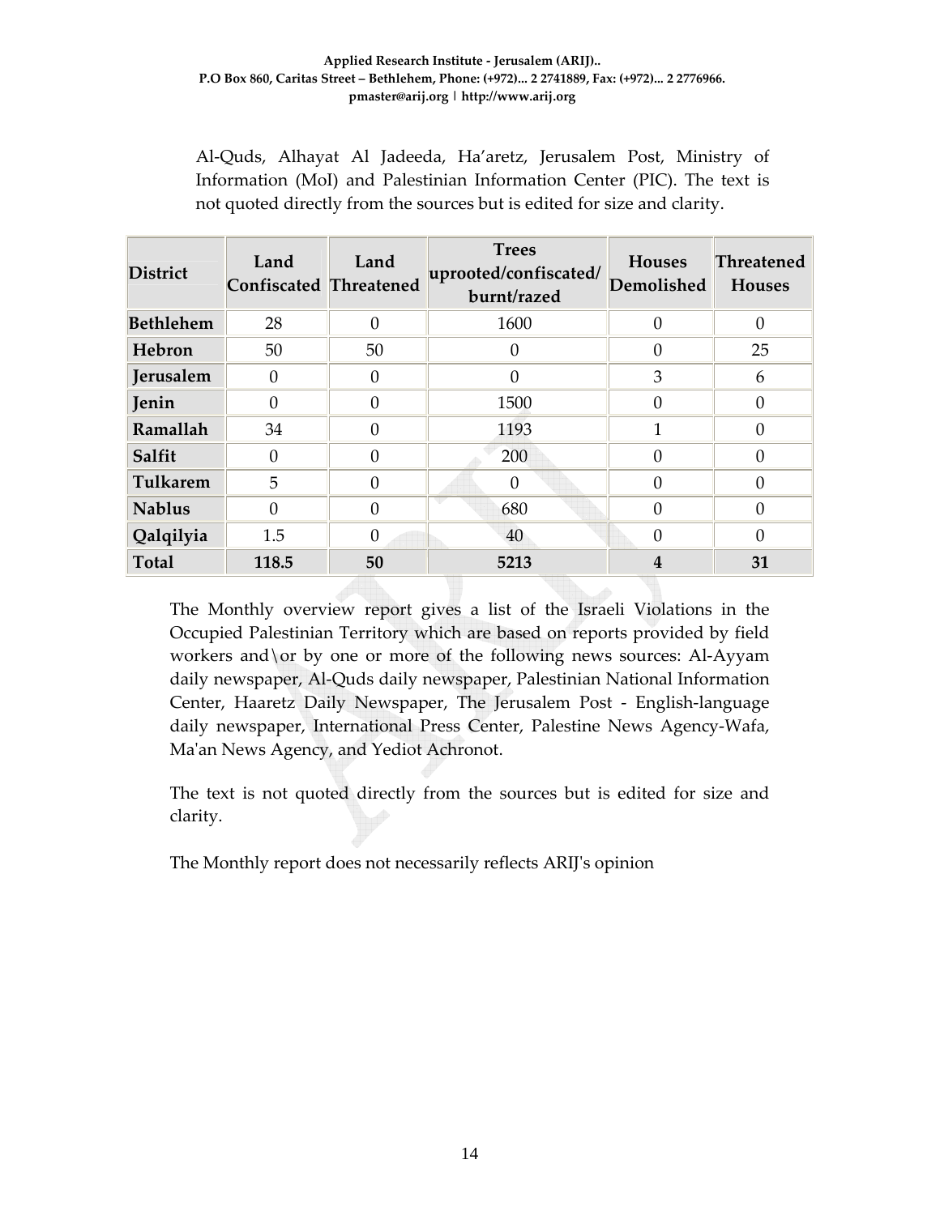Al-Quds, Alhayat Al Jadeeda, Ha'aretz, Jerusalem Post, Ministry of Information (MoI) and Palestinian Information Center (PIC). The text is not quoted directly from the sources but is edited for size and clarity.

| District | Land Confiscated | Land Threatened | Trees uprooted/confiscated/ burnt/razed | Houses Demolished | Threatened Houses |
|---|---|---|---|---|---|
| **Bethlehem** | 28 | 0 | 1600 | 0 | 0 |
| **Hebron** | 50 | 50 | 0 | 0 | 25 |
| **Jerusalem** | 0 | 0 | 0 | 3 | 6 |
| **Jenin** | 0 | 0 | 1500 | 0 | 0 |
| **Ramallah** | 34 | 0 | 1193 | 1 | 0 |
| **Salfit** | 0 | 0 | 200 | 0 | 0 |
| **Tulkarem** | 5 | 0 | 0 | 0 | 0 |
| **Nablus** | 0 | 0 | 680 | 0 | 0 |
| **Qalqilyia** | 1.5 | 0 | 40 | 0 | 0 |
| **Total** | **118.5** | **50** | **5213** | **4** | **31** |

The Monthly overview report gives a list of the Israeli Violations in the Occupied Palestinian Territory which are based on reports provided by field workers and\or by one or more of the following news sources: Al-Ayyam daily newspaper, Al-Quds daily newspaper, Palestinian National Information Center, Haaretz Daily Newspaper, The Jerusalem Post - English-language daily newspaper, International Press Center, Palestine News Agency-Wafa, Ma'an News Agency, and Yediot Achronot.

The text is not quoted directly from the sources but is edited for size and clarity.

The Monthly report does not necessarily reflects ARIJ's opinion